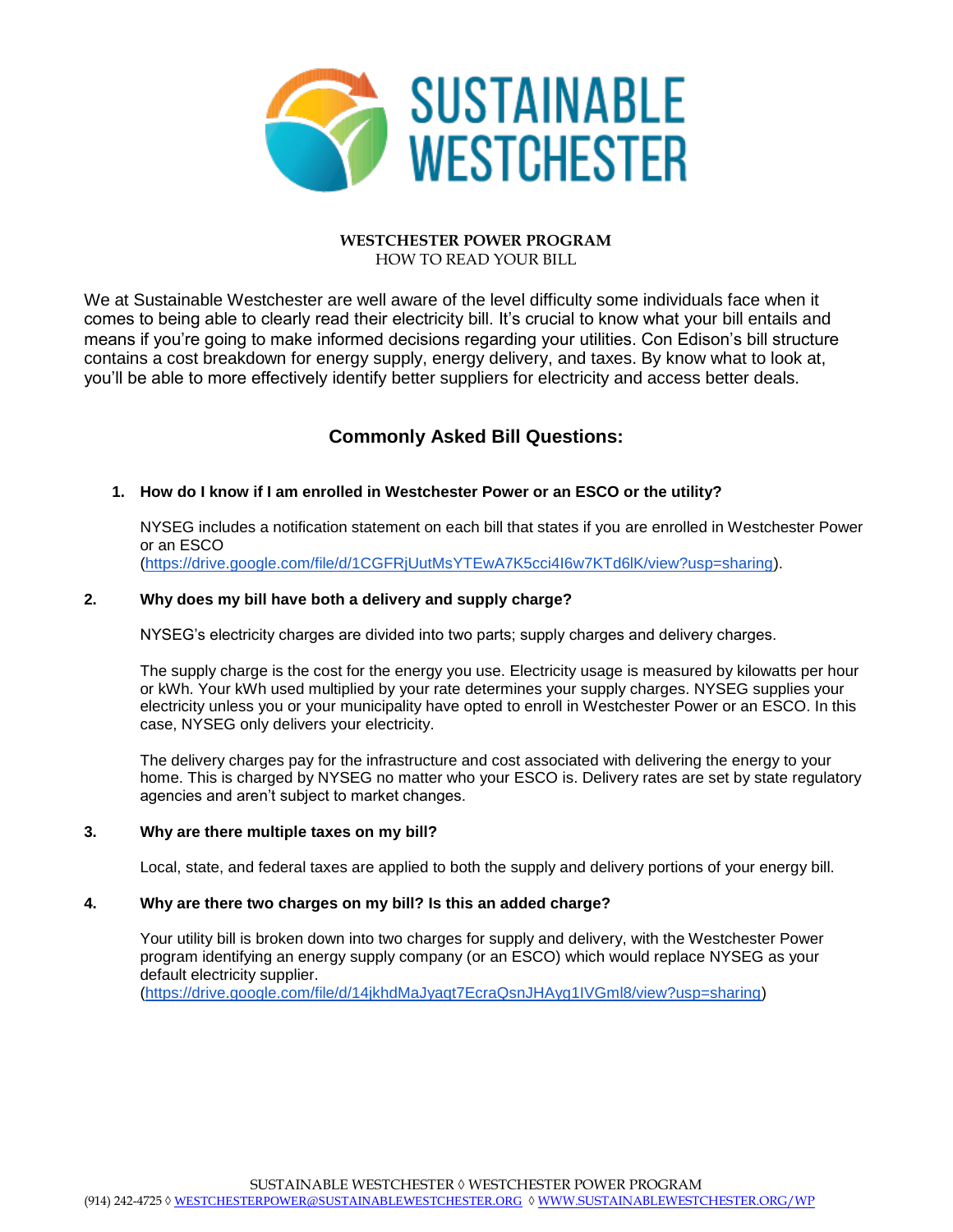# SUSTAINABLE WESTCHESTER

**WESTCHESTER POWER PROGRAM**
HOW TO READ YOUR BILL

We at Sustainable Westchester are well aware of the level difficulty some individuals face when it comes to being able to clearly read their electricity bill. It's crucial to know what your bill entails and means if you're going to make informed decisions regarding your utilities. Con Edison's bill structure contains a cost breakdown for energy supply, energy delivery, and taxes. By know what to look at, you'll be able to more effectively identify better suppliers for electricity and access better deals.

## Commonly Asked Bill Questions:

**1. How do I know if I am enrolled in Westchester Power or an ESCO or the utility?**

NYSEG includes a notification statement on each bill that states if you are enrolled in Westchester Power or an ESCO (https://drive.google.com/file/d/1CGFRjUutMsYTEwA7K5cci4I6w7KTd6lK/view?usp=sharing).

**2. Why does my bill have both a delivery and supply charge?**

NYSEG's electricity charges are divided into two parts; supply charges and delivery charges.

The supply charge is the cost for the energy you use. Electricity usage is measured by kilowatts per hour or kWh. Your kWh used multiplied by your rate determines your supply charges. NYSEG supplies your electricity unless you or your municipality have opted to enroll in Westchester Power or an ESCO. In this case, NYSEG only delivers your electricity.

The delivery charges pay for the infrastructure and cost associated with delivering the energy to your home. This is charged by NYSEG no matter who your ESCO is. Delivery rates are set by state regulatory agencies and aren't subject to market changes.

**3. Why are there multiple taxes on my bill?**

Local, state, and federal taxes are applied to both the supply and delivery portions of your energy bill.

**4. Why are there two charges on my bill? Is this an added charge?**

Your utility bill is broken down into two charges for supply and delivery, with the Westchester Power program identifying an energy supply company (or an ESCO) which would replace NYSEG as your default electricity supplier. (https://drive.google.com/file/d/14jkhdMaJyaqt7EcraQsnJHAyg1IVGml8/view?usp=sharing)

SUSTAINABLE WESTCHESTER ◊ WESTCHESTER POWER PROGRAM
(914) 242-4725 ◊ WESTCHESTERPOWER@SUSTAINABLEWESTCHESTER.ORG ◊ WWW.SUSTAINABLEWESTCHESTER.ORG/WP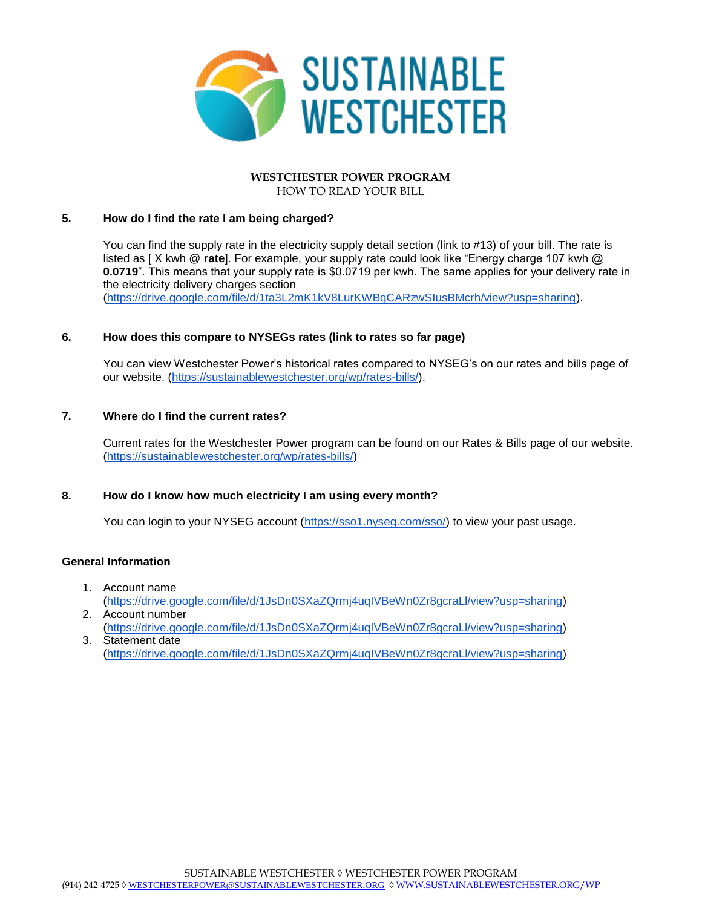**WESTCHESTER POWER PROGRAM**
HOW TO READ YOUR BILL

**5. How do I find the rate I am being charged?**

You can find the supply rate in the electricity supply detail section (link to #13) of your bill. The rate is listed as [ X kwh @ **rate**]. For example, your supply rate could look like "Energy charge 107 kwh @ **0.0719**". This means that your supply rate is $0.0719 per kwh. The same applies for your delivery rate in the electricity delivery charges section (https://drive.google.com/file/d/1ta3L2mK1kV8LurKWBqCARzwSIusBMcrh/view?usp=sharing).

**6. How does this compare to NYSEGs rates (link to rates so far page)**

You can view Westchester Power's historical rates compared to NYSEG's on our rates and bills page of our website. (https://sustainablewestchester.org/wp/rates-bills/).

**7. Where do I find the current rates?**

Current rates for the Westchester Power program can be found on our Rates & Bills page of our website. (https://sustainablewestchester.org/wp/rates-bills/)

**8. How do I know how much electricity I am using every month?**

You can login to your NYSEG account (https://sso1.nyseg.com/sso/) to view your past usage.

**General Information**

1. Account name (https://drive.google.com/file/d/1JsDn0SXaZQrmj4uqIVBeWn0Zr8gcraLl/view?usp=sharing)
2. Account number (https://drive.google.com/file/d/1JsDn0SXaZQrmj4uqIVBeWn0Zr8gcraLl/view?usp=sharing)
3. Statement date (https://drive.google.com/file/d/1JsDn0SXaZQrmj4uqIVBeWn0Zr8gcraLl/view?usp=sharing)